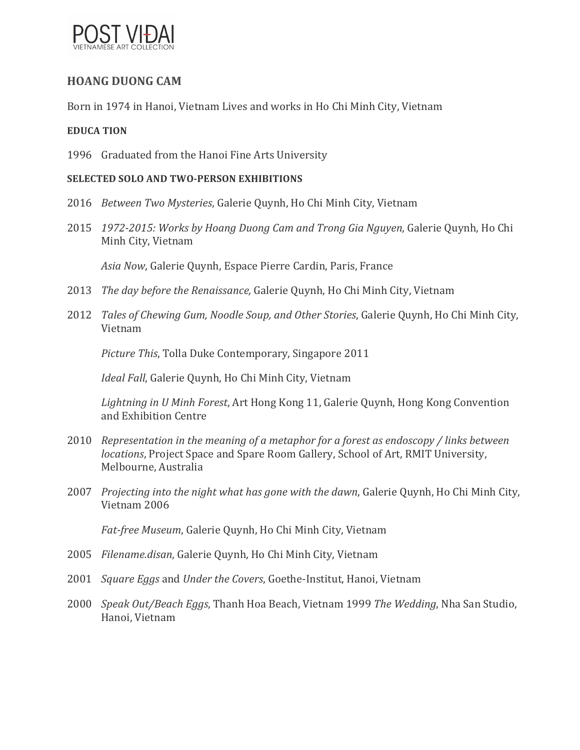POST VIĐAI
VIETNAMESE ART COLLECTION

## HOANG DUONG CAM

Born in 1974 in Hanoi, Vietnam Lives and works in Ho Chi Minh City, Vietnam

### EDUCA TION

1996 Graduated from the Hanoi Fine Arts University

### SELECTED SOLO AND TWO-PERSON EXHIBITIONS

2016 *Between Two Mysteries*, Galerie Quynh, Ho Chi Minh City, Vietnam

2015 *1972-2015: Works by Hoang Duong Cam and Trong Gia Nguyen*, Galerie Quynh, Ho Chi Minh City, Vietnam

*Asia Now*, Galerie Quynh, Espace Pierre Cardin, Paris, France

2013 *The day before the Renaissance,* Galerie Quynh, Ho Chi Minh City, Vietnam

2012 *Tales of Chewing Gum, Noodle Soup, and Other Stories*, Galerie Quynh, Ho Chi Minh City, Vietnam

*Picture This*, Tolla Duke Contemporary, Singapore 2011

*Ideal Fall*, Galerie Quynh, Ho Chi Minh City, Vietnam

*Lightning in U Minh Forest*, Art Hong Kong 11, Galerie Quynh, Hong Kong Convention and Exhibition Centre

2010 *Representation in the meaning of a metaphor for a forest as endoscopy / links between locations*, Project Space and Spare Room Gallery, School of Art, RMIT University, Melbourne, Australia

2007 *Projecting into the night what has gone with the dawn*, Galerie Quynh, Ho Chi Minh City, Vietnam 2006

*Fat-free Museum*, Galerie Quynh, Ho Chi Minh City, Vietnam

2005 *Filename.disan*, Galerie Quynh, Ho Chi Minh City, Vietnam

2001 *Square Eggs* and *Under the Covers*, Goethe-Institut, Hanoi, Vietnam

2000 *Speak Out/Beach Eggs*, Thanh Hoa Beach, Vietnam 1999 *The Wedding*, Nha San Studio, Hanoi, Vietnam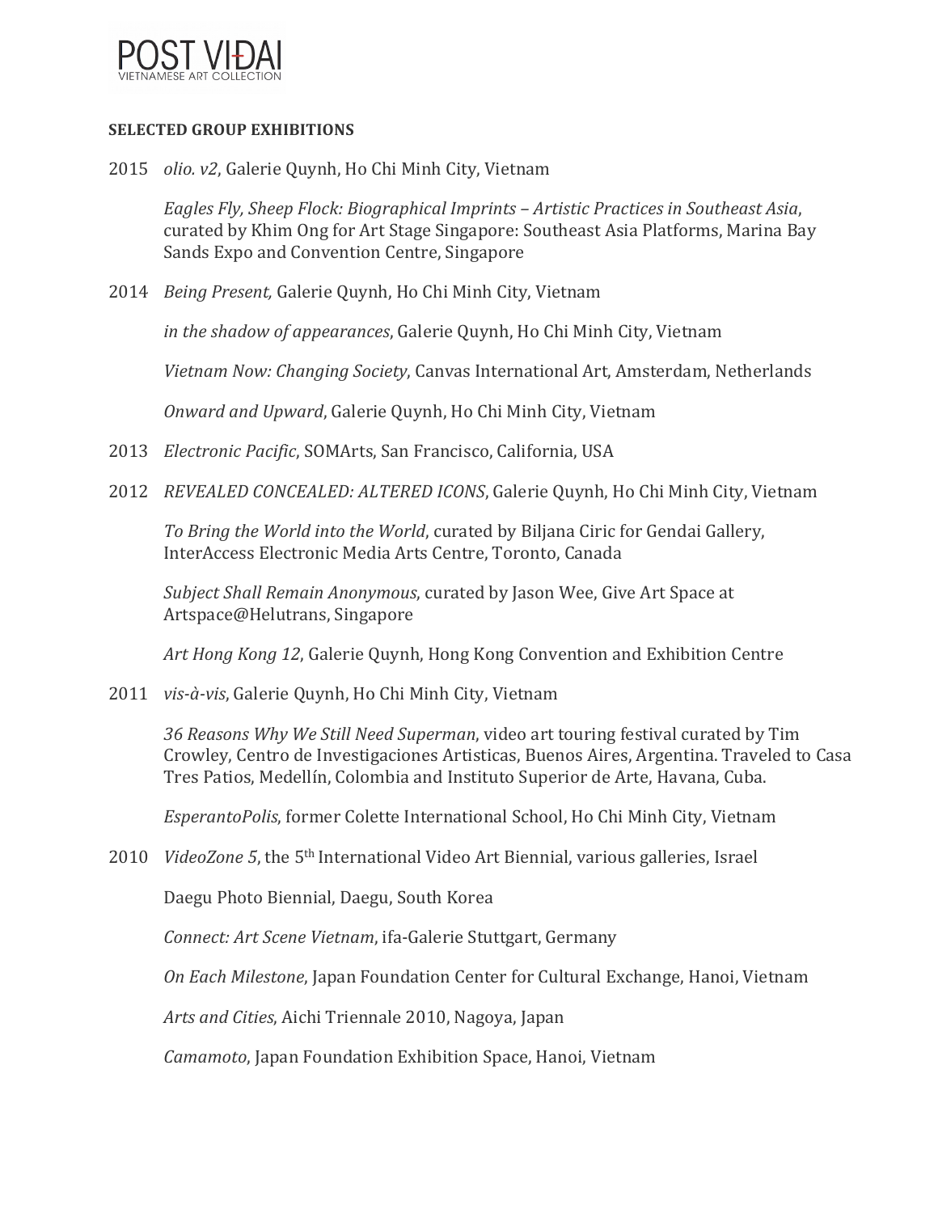**SELECTED GROUP EXHIBITIONS**

2015 *olio. v2*, Galerie Quynh, Ho Chi Minh City, Vietnam

*Eagles Fly, Sheep Flock: Biographical Imprints – Artistic Practices in Southeast Asia*, curated by Khim Ong for Art Stage Singapore: Southeast Asia Platforms, Marina Bay Sands Expo and Convention Centre, Singapore

2014 *Being Present,* Galerie Quynh, Ho Chi Minh City, Vietnam

*in the shadow of appearances*, Galerie Quynh, Ho Chi Minh City, Vietnam

*Vietnam Now: Changing Society*, Canvas International Art, Amsterdam, Netherlands

*Onward and Upward*, Galerie Quynh, Ho Chi Minh City, Vietnam

2013 *Electronic Pacific*, SOMArts, San Francisco, California, USA

2012 *REVEALED CONCEALED: ALTERED ICONS*, Galerie Quynh, Ho Chi Minh City, Vietnam

*To Bring the World into the World*, curated by Biljana Ciric for Gendai Gallery, InterAccess Electronic Media Arts Centre, Toronto, Canada

*Subject Shall Remain Anonymous*, curated by Jason Wee, Give Art Space at Artspace@Helutrans, Singapore

*Art Hong Kong 12*, Galerie Quynh, Hong Kong Convention and Exhibition Centre

2011 *vis-à-vis*, Galerie Quynh, Ho Chi Minh City, Vietnam

*36 Reasons Why We Still Need Superman*, video art touring festival curated by Tim Crowley, Centro de Investigaciones Artisticas, Buenos Aires, Argentina. Traveled to Casa Tres Patios, Medellín, Colombia and Instituto Superior de Arte, Havana, Cuba.

*EsperantoPolis*, former Colette International School, Ho Chi Minh City, Vietnam

2010 *VideoZone 5*, the 5th International Video Art Biennial, various galleries, Israel

Daegu Photo Biennial, Daegu, South Korea

*Connect: Art Scene Vietnam*, ifa-Galerie Stuttgart, Germany

*On Each Milestone*, Japan Foundation Center for Cultural Exchange, Hanoi, Vietnam

*Arts and Cities*, Aichi Triennale 2010, Nagoya, Japan

*Camamoto*, Japan Foundation Exhibition Space, Hanoi, Vietnam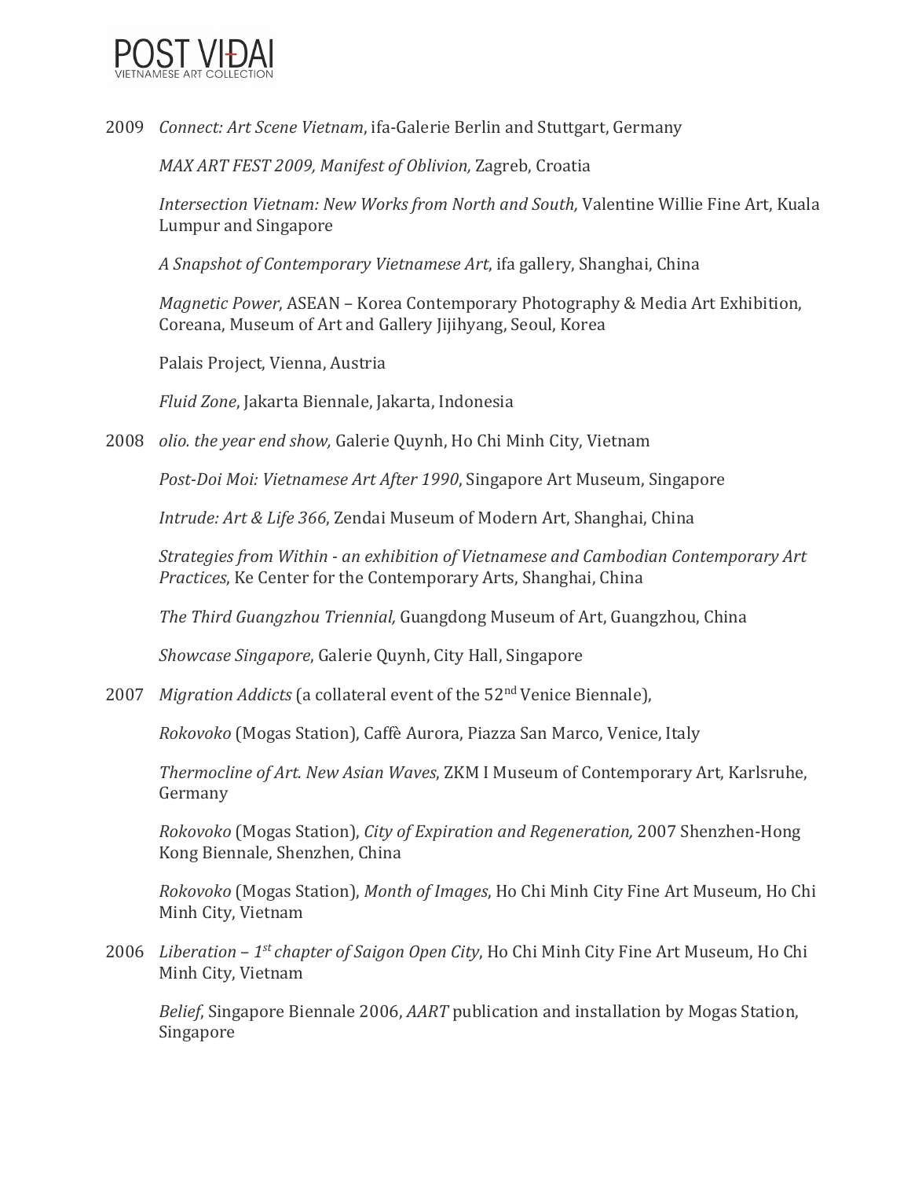2009 *Connect: Art Scene Vietnam*, ifa-Galerie Berlin and Stuttgart, Germany

*MAX ART FEST 2009, Manifest of Oblivion,* Zagreb, Croatia

*Intersection Vietnam: New Works from North and South,* Valentine Willie Fine Art, Kuala Lumpur and Singapore

*A Snapshot of Contemporary Vietnamese Art*, ifa gallery, Shanghai, China

*Magnetic Power*, ASEAN – Korea Contemporary Photography & Media Art Exhibition, Coreana, Museum of Art and Gallery Jijihyang, Seoul, Korea

Palais Project, Vienna, Austria

*Fluid Zone*, Jakarta Biennale, Jakarta, Indonesia

2008 *olio. the year end show,* Galerie Quynh, Ho Chi Minh City, Vietnam

*Post-Doi Moi: Vietnamese Art After 1990*, Singapore Art Museum, Singapore

*Intrude: Art & Life 366*, Zendai Museum of Modern Art, Shanghai, China

*Strategies from Within - an exhibition of Vietnamese and Cambodian Contemporary Art Practices*, Ke Center for the Contemporary Arts, Shanghai, China

*The Third Guangzhou Triennial,* Guangdong Museum of Art, Guangzhou, China

*Showcase Singapore*, Galerie Quynh, City Hall, Singapore

2007 *Migration Addicts* (a collateral event of the 52nd Venice Biennale),

*Rokovoko* (Mogas Station), Caffè Aurora, Piazza San Marco, Venice, Italy

*Thermocline of Art. New Asian Waves*, ZKM I Museum of Contemporary Art, Karlsruhe, Germany

*Rokovoko* (Mogas Station), *City of Expiration and Regeneration,* 2007 Shenzhen-Hong Kong Biennale, Shenzhen, China

*Rokovoko* (Mogas Station), *Month of Images*, Ho Chi Minh City Fine Art Museum, Ho Chi Minh City, Vietnam

2006 *Liberation – 1st chapter of Saigon Open City*, Ho Chi Minh City Fine Art Museum, Ho Chi Minh City, Vietnam

*Belief*, Singapore Biennale 2006, *AART* publication and installation by Mogas Station, Singapore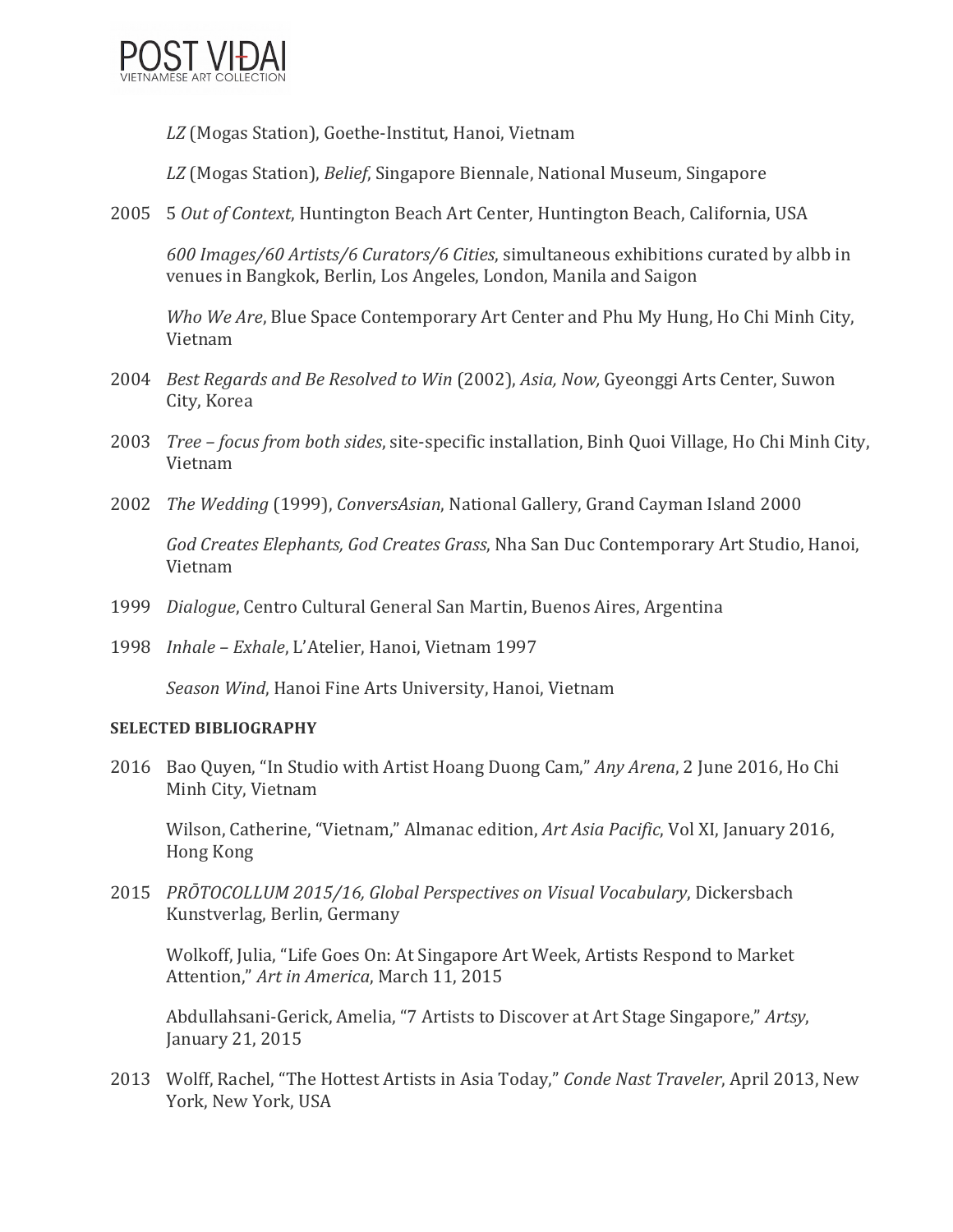*LZ* (Mogas Station), Goethe-Institut, Hanoi, Vietnam

*LZ* (Mogas Station), *Belief*, Singapore Biennale, National Museum, Singapore

2005 5 *Out of Context*, Huntington Beach Art Center, Huntington Beach, California, USA

*600 Images/60 Artists/6 Curators/6 Cities*, simultaneous exhibitions curated by albb in venues in Bangkok, Berlin, Los Angeles, London, Manila and Saigon

*Who We Are*, Blue Space Contemporary Art Center and Phu My Hung, Ho Chi Minh City, Vietnam

2004 *Best Regards and Be Resolved to Win* (2002), *Asia, Now,* Gyeonggi Arts Center, Suwon City, Korea

2003 *Tree – focus from both sides*, site-specific installation, Binh Quoi Village, Ho Chi Minh City, Vietnam

2002 *The Wedding* (1999), *ConversAsian*, National Gallery, Grand Cayman Island 2000

*God Creates Elephants, God Creates Grass*, Nha San Duc Contemporary Art Studio, Hanoi, Vietnam

1999 *Dialogue*, Centro Cultural General San Martin, Buenos Aires, Argentina

1998 *Inhale – Exhale*, L'Atelier, Hanoi, Vietnam 1997

*Season Wind*, Hanoi Fine Arts University, Hanoi, Vietnam

**SELECTED BIBLIOGRAPHY**

2016 Bao Quyen, "In Studio with Artist Hoang Duong Cam," *Any Arena*, 2 June 2016, Ho Chi Minh City, Vietnam

Wilson, Catherine, "Vietnam," Almanac edition, *Art Asia Pacific*, Vol XI, January 2016, Hong Kong

2015 *PRŌTOCOLLUM 2015/16, Global Perspectives on Visual Vocabulary*, Dickersbach Kunstverlag, Berlin, Germany

Wolkoff, Julia, "Life Goes On: At Singapore Art Week, Artists Respond to Market Attention," *Art in America*, March 11, 2015

Abdullahsani-Gerick, Amelia, "7 Artists to Discover at Art Stage Singapore," *Artsy*, January 21, 2015

2013 Wolff, Rachel, "The Hottest Artists in Asia Today," *Conde Nast Traveler*, April 2013, New York, New York, USA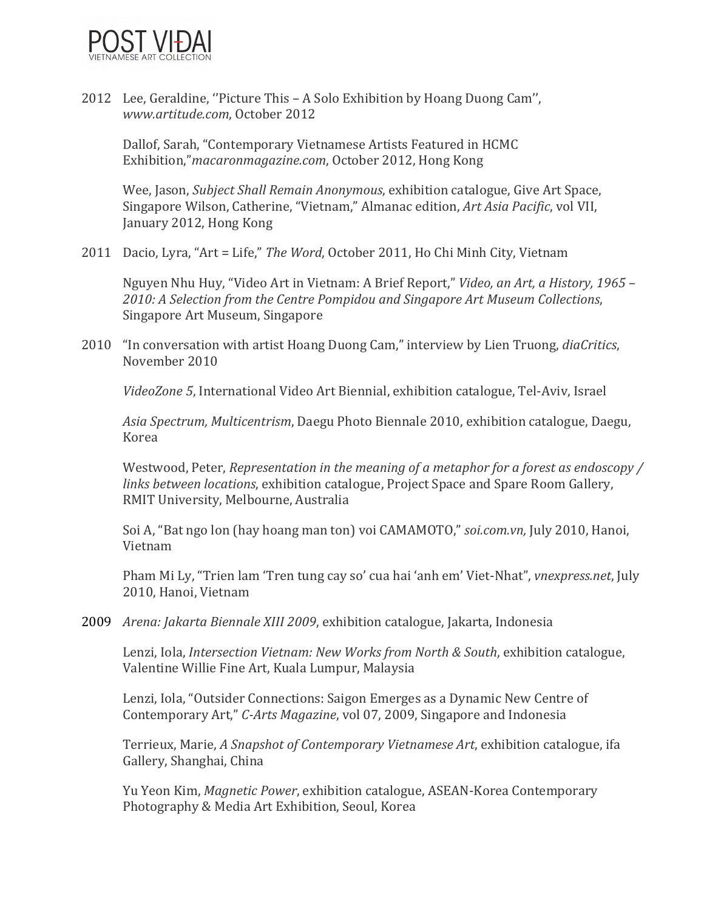2012 Lee, Geraldine, ''Picture This – A Solo Exhibition by Hoang Duong Cam'', *www.artitude.com*, October 2012

Dallof, Sarah, "Contemporary Vietnamese Artists Featured in HCMC Exhibition,"*macaronmagazine.com*, October 2012, Hong Kong

Wee, Jason, *Subject Shall Remain Anonymous*, exhibition catalogue, Give Art Space, Singapore Wilson, Catherine, "Vietnam," Almanac edition, *Art Asia Pacific*, vol VII, January 2012, Hong Kong

2011 Dacio, Lyra, "Art = Life," *The Word,* October 2011, Ho Chi Minh City, Vietnam

Nguyen Nhu Huy, "Video Art in Vietnam: A Brief Report," *Video, an Art, a History, 1965 – 2010: A Selection from the Centre Pompidou and Singapore Art Museum Collections*, Singapore Art Museum, Singapore

2010 "In conversation with artist Hoang Duong Cam," interview by Lien Truong, *diaCritics*, November 2010

*VideoZone 5*, International Video Art Biennial, exhibition catalogue, Tel-Aviv, Israel

*Asia Spectrum, Multicentrism*, Daegu Photo Biennale 2010, exhibition catalogue, Daegu, Korea

Westwood, Peter, *Representation in the meaning of a metaphor for a forest as endoscopy / links between locations*, exhibition catalogue, Project Space and Spare Room Gallery, RMIT University, Melbourne, Australia

Soi A, "Bat ngo lon (hay hoang man ton) voi CAMAMOTO," *soi.com.vn,* July 2010, Hanoi, Vietnam

Pham Mi Ly, "Trien lam 'Tren tung cay so' cua hai 'anh em' Viet-Nhat", *vnexpress.net*, July 2010, Hanoi, Vietnam

2009 *Arena: Jakarta Biennale XIII 2009*, exhibition catalogue, Jakarta, Indonesia

Lenzi, Iola, *Intersection Vietnam: New Works from North & South*, exhibition catalogue, Valentine Willie Fine Art, Kuala Lumpur, Malaysia

Lenzi, Iola, "Outsider Connections: Saigon Emerges as a Dynamic New Centre of Contemporary Art," *C-Arts Magazine*, vol 07, 2009, Singapore and Indonesia

Terrieux, Marie, *A Snapshot of Contemporary Vietnamese Art*, exhibition catalogue, ifa Gallery, Shanghai, China

Yu Yeon Kim, *Magnetic Power*, exhibition catalogue, ASEAN-Korea Contemporary Photography & Media Art Exhibition, Seoul, Korea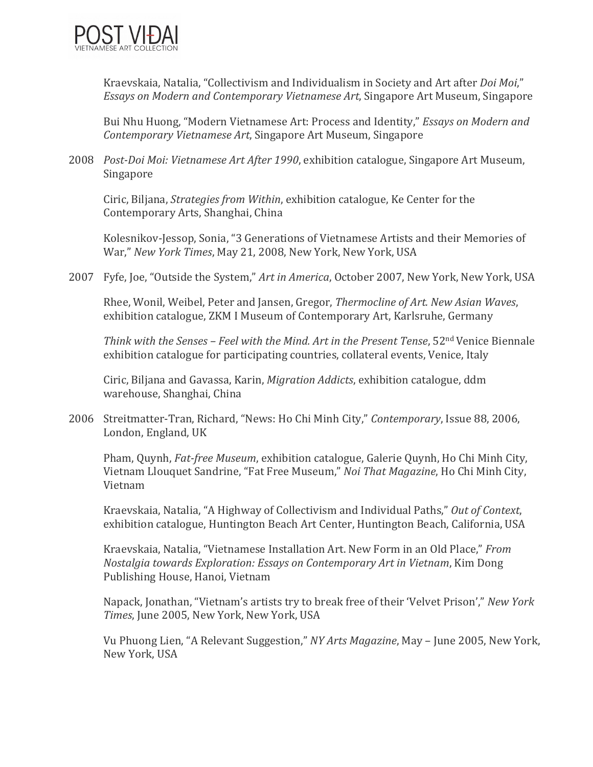Kraevskaia, Natalia, "Collectivism and Individualism in Society and Art after *Doi Moi*," *Essays on Modern and Contemporary Vietnamese Art*, Singapore Art Museum, Singapore

Bui Nhu Huong, "Modern Vietnamese Art: Process and Identity," *Essays on Modern and Contemporary Vietnamese Art*, Singapore Art Museum, Singapore

2008 *Post-Doi Moi: Vietnamese Art After 1990*, exhibition catalogue, Singapore Art Museum, Singapore

Ciric, Biljana, *Strategies from Within*, exhibition catalogue, Ke Center for the Contemporary Arts, Shanghai, China

Kolesnikov-Jessop, Sonia, "3 Generations of Vietnamese Artists and their Memories of War," *New York Times*, May 21, 2008, New York, New York, USA

2007 Fyfe, Joe, "Outside the System," *Art in America*, October 2007, New York, New York, USA

Rhee, Wonil, Weibel, Peter and Jansen, Gregor, *Thermocline of Art. New Asian Waves*, exhibition catalogue, ZKM I Museum of Contemporary Art, Karlsruhe, Germany

*Think with the Senses – Feel with the Mind. Art in the Present Tense*, 52nd Venice Biennale exhibition catalogue for participating countries, collateral events, Venice, Italy

Ciric, Biljana and Gavassa, Karin, *Migration Addicts*, exhibition catalogue, ddm warehouse, Shanghai, China

2006 Streitmatter-Tran, Richard, "News: Ho Chi Minh City," *Contemporary*, Issue 88, 2006, London, England, UK

Pham, Quynh, *Fat-free Museum*, exhibition catalogue, Galerie Quynh, Ho Chi Minh City, Vietnam Llouquet Sandrine, "Fat Free Museum," *Noi That Magazine*, Ho Chi Minh City, Vietnam

Kraevskaia, Natalia, "A Highway of Collectivism and Individual Paths," *Out of Context*, exhibition catalogue, Huntington Beach Art Center, Huntington Beach, California, USA

Kraevskaia, Natalia, "Vietnamese Installation Art. New Form in an Old Place," *From Nostalgia towards Exploration: Essays on Contemporary Art in Vietnam*, Kim Dong Publishing House, Hanoi, Vietnam

Napack, Jonathan, "Vietnam's artists try to break free of their 'Velvet Prison'," *New York Times*, June 2005, New York, New York, USA

Vu Phuong Lien, "A Relevant Suggestion," *NY Arts Magazine*, May – June 2005, New York, New York, USA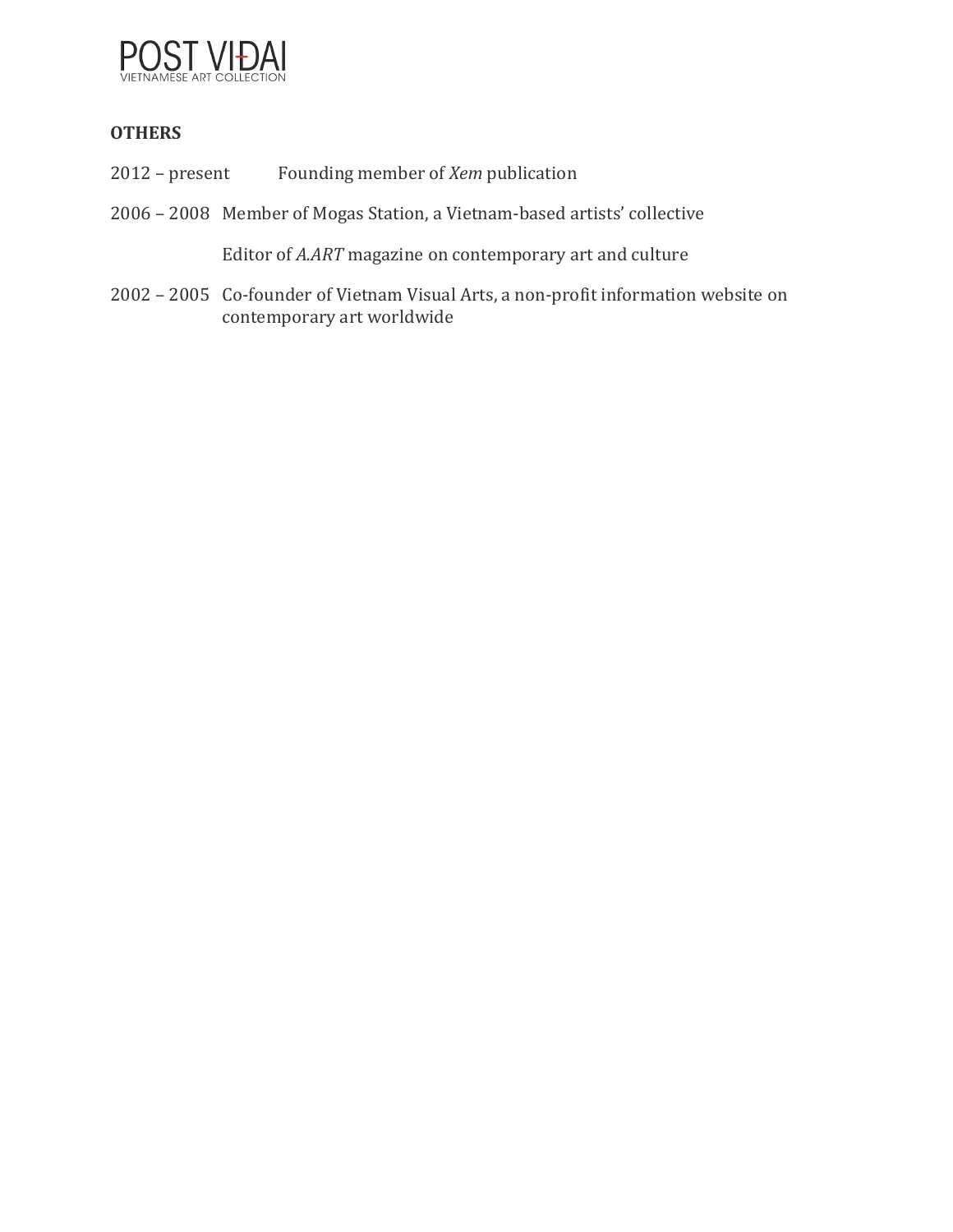## OTHERS

2012 – present Founding member of *Xem* publication

2006 – 2008 Member of Mogas Station, a Vietnam-based artists' collective

Editor of *A.ART* magazine on contemporary art and culture

2002 – 2005 Co-founder of Vietnam Visual Arts, a non-profit information website on contemporary art worldwide